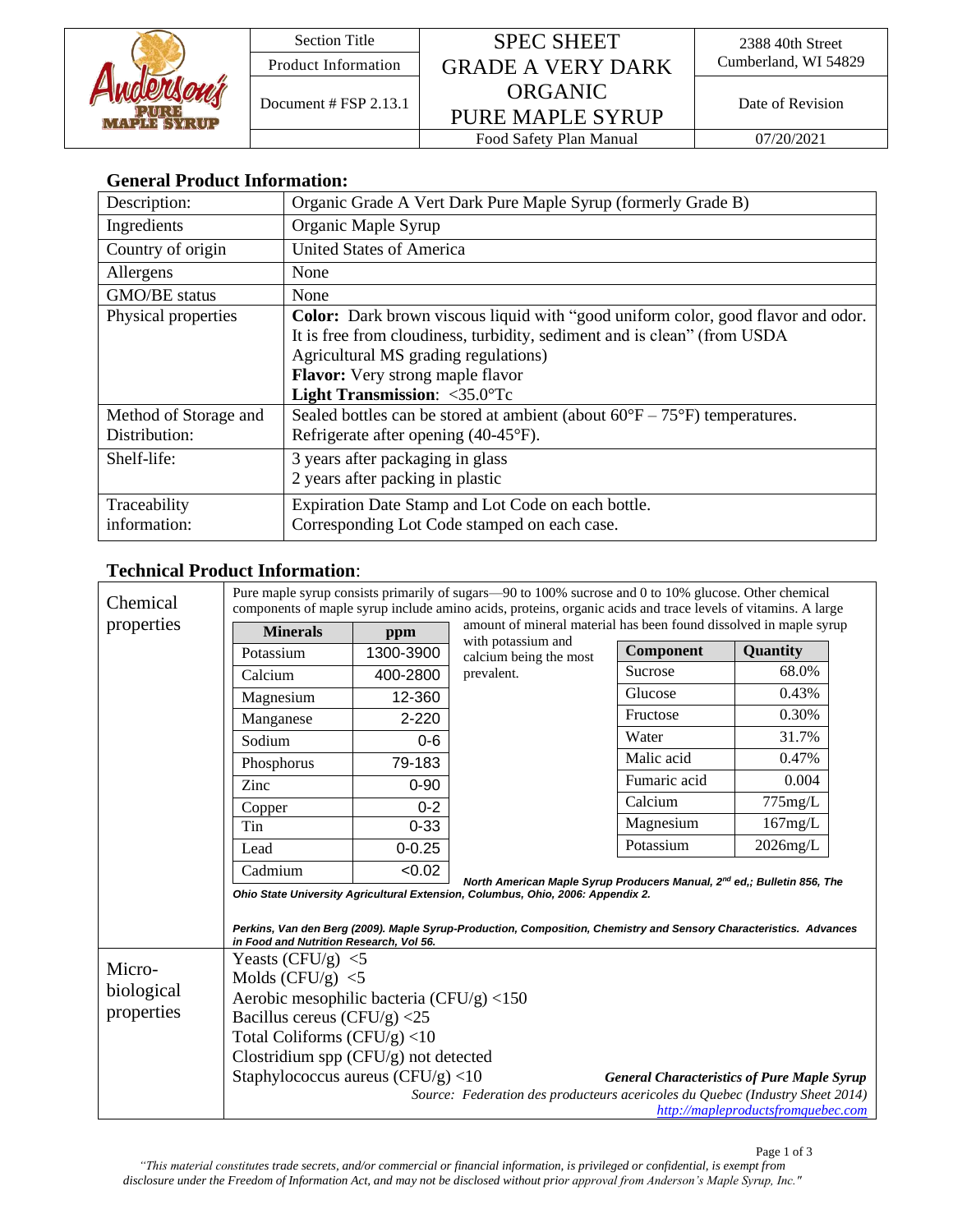| Anderson's Pure Maple Syrup | Section Title | SPEC SHEET GRADE A VERY DARK ORGANIC PURE MAPLE SYRUP | 2388 40th Street Cumberland, WI 54829 |
|---|---|---|---|
| | Product Information | | |
| | Document # FSP 2.13.1 | | Date of Revision |
| | | Food Safety Plan Manual | 07/20/2021 |

## General Product Information:

| | |
|---|---|
| Description: | Organic Grade A Vert Dark Pure Maple Syrup (formerly Grade B) |
| Ingredients | Organic Maple Syrup |
| Country of origin | United States of America |
| Allergens | None |
| GMO/BE status | None |
| Physical properties | **Color:** Dark brown viscous liquid with "good uniform color, good flavor and odor. It is free from cloudiness, turbidity, sediment and is clean" (from USDA Agricultural MS grading regulations)<br>**Flavor:** Very strong maple flavor<br>**Light Transmission**: <35.0°Tc |
| Method of Storage and Distribution: | Sealed bottles can be stored at ambient (about 60°F – 75°F) temperatures. Refrigerate after opening (40-45°F). |
| Shelf-life: | 3 years after packaging in glass<br>2 years after packing in plastic |
| Traceability information: | Expiration Date Stamp and Lot Code on each bottle.<br>Corresponding Lot Code stamped on each case. |

## Technical Product Information:

### Chemical properties

Pure maple syrup consists primarily of sugars—90 to 100% sucrose and 0 to 10% glucose. Other chemical components of maple syrup include amino acids, proteins, organic acids and trace levels of vitamins. A large amount of mineral material has been found dissolved in maple syrup with potassium and calcium being the most prevalent.

| Minerals | ppm |
|---|---|
| Potassium | 1300-3900 |
| Calcium | 400-2800 |
| Magnesium | 12-360 |
| Manganese | 2-220 |
| Sodium | 0-6 |
| Phosphorus | 79-183 |
| Zinc | 0-90 |
| Copper | 0-2 |
| Tin | 0-33 |
| Lead | 0-0.25 |
| Cadmium | <0.02 |

| Component | Quantity |
|---|---|
| Sucrose | 68.0% |
| Glucose | 0.43% |
| Fructose | 0.30% |
| Water | 31.7% |
| Malic acid | 0.47% |
| Fumaric acid | 0.004 |
| Calcium | 775mg/L |
| Magnesium | 167mg/L |
| Potassium | 2026mg/L |

***North American Maple Syrup Producers Manual, 2nd ed,; Bulletin 856, The Ohio State University Agricultural Extension, Columbus, Ohio, 2006: Appendix 2.***

***Perkins, Van den Berg (2009). Maple Syrup-Production, Composition, Chemistry and Sensory Characteristics. Advances in Food and Nutrition Research, Vol 56.***

### Micro-biological properties

Yeasts (CFU/g) <5
Molds (CFU/g) <5
Aerobic mesophilic bacteria (CFU/g) <150
Bacillus cereus (CFU/g) <25
Total Coliforms (CFU/g) <10
Clostridium spp (CFU/g) not detected
Staphylococcus aureus (CFU/g) <10

***General Characteristics of Pure Maple Syrup***
*Source: Federation des producteurs acericoles du Quebec (Industry Sheet 2014)*
http://mapleproductsfromquebec.com

*"This material constitutes trade secrets, and/or commercial or financial information, is privileged or confidential, is exempt from disclosure under the Freedom of Information Act, and may not be disclosed without prior approval from Anderson's Maple Syrup, Inc."*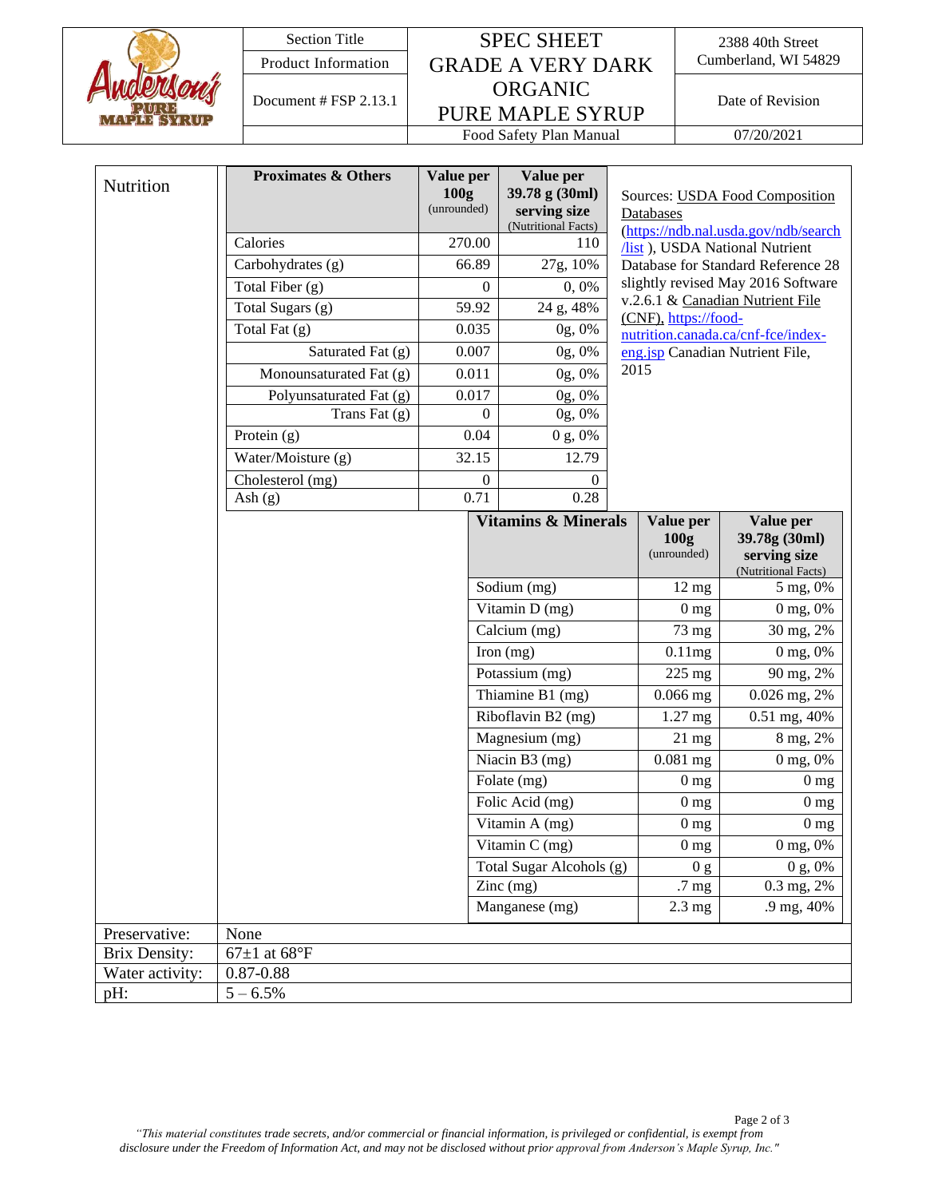| Andersons Pure Maple Syrup | Section Title | SPEC SHEET GRADE A VERY DARK ORGANIC PURE MAPLE SYRUP | 2388 40th Street Cumberland, WI 54829 |
|---|---|---|---|
| | Product Information | | |
| | Document # FSP 2.13.1 | | Date of Revision |
| | | Food Safety Plan Manual | 07/20/2021 |

## Nutrition

| Proximates & Others | Value per 100g (unrounded) | Value per 39.78 g (30ml) serving size (Nutritional Facts) |
|---|---|---|
| Calories | 270.00 | 110 |
| Carbohydrates (g) | 66.89 | 27g, 10% |
| Total Fiber (g) | 0 | 0, 0% |
| Total Sugars (g) | 59.92 | 24 g, 48% |
| Total Fat (g) | 0.035 | 0g, 0% |
| Saturated Fat (g) | 0.007 | 0g, 0% |
| Monounsaturated Fat (g) | 0.011 | 0g, 0% |
| Polyunsaturated Fat (g) | 0.017 | 0g, 0% |
| Trans Fat (g) | 0 | 0g, 0% |
| Protein (g) | 0.04 | 0 g, 0% |
| Water/Moisture (g) | 32.15 | 12.79 |
| Cholesterol (mg) | 0 | 0 |
| Ash (g) | 0.71 | 0.28 |

Sources: USDA Food Composition Databases (https://ndb.nal.usda.gov/ndb/search/list ), USDA National Nutrient Database for Standard Reference 28 slightly revised May 2016 Software v.2.6.1 & Canadian Nutrient File (CNF), https://food-nutrition.canada.ca/cnf-fce/index-eng.jsp Canadian Nutrient File, 2015

| Vitamins & Minerals | Value per 100g (unrounded) | Value per 39.78g (30ml) serving size (Nutritional Facts) |
|---|---|---|
| Sodium (mg) | 12 mg | 5 mg, 0% |
| Vitamin D (mg) | 0 mg | 0 mg, 0% |
| Calcium (mg) | 73 mg | 30 mg, 2% |
| Iron (mg) | 0.11mg | 0 mg, 0% |
| Potassium (mg) | 225 mg | 90 mg, 2% |
| Thiamine B1 (mg) | 0.066 mg | 0.026 mg, 2% |
| Riboflavin B2 (mg) | 1.27 mg | 0.51 mg, 40% |
| Magnesium (mg) | 21 mg | 8 mg, 2% |
| Niacin B3 (mg) | 0.081 mg | 0 mg, 0% |
| Folate (mg) | 0 mg | 0 mg |
| Folic Acid (mg) | 0 mg | 0 mg |
| Vitamin A (mg) | 0 mg | 0 mg |
| Vitamin C (mg) | 0 mg | 0 mg, 0% |
| Total Sugar Alcohols (g) | 0 g | 0 g, 0% |
| Zinc (mg) | .7 mg | 0.3 mg, 2% |
| Manganese (mg) | 2.3 mg | .9 mg, 40% |

| | |
|---|---|
| Preservative: | None |
| Brix Density: | 67±1 at 68°F |
| Water activity: | 0.87-0.88 |
| pH: | 5 – 6.5% |

*"This material constitutes trade secrets, and/or commercial or financial information, is privileged or confidential, is exempt from disclosure under the Freedom of Information Act, and may not be disclosed without prior approval from Anderson's Maple Syrup, Inc."*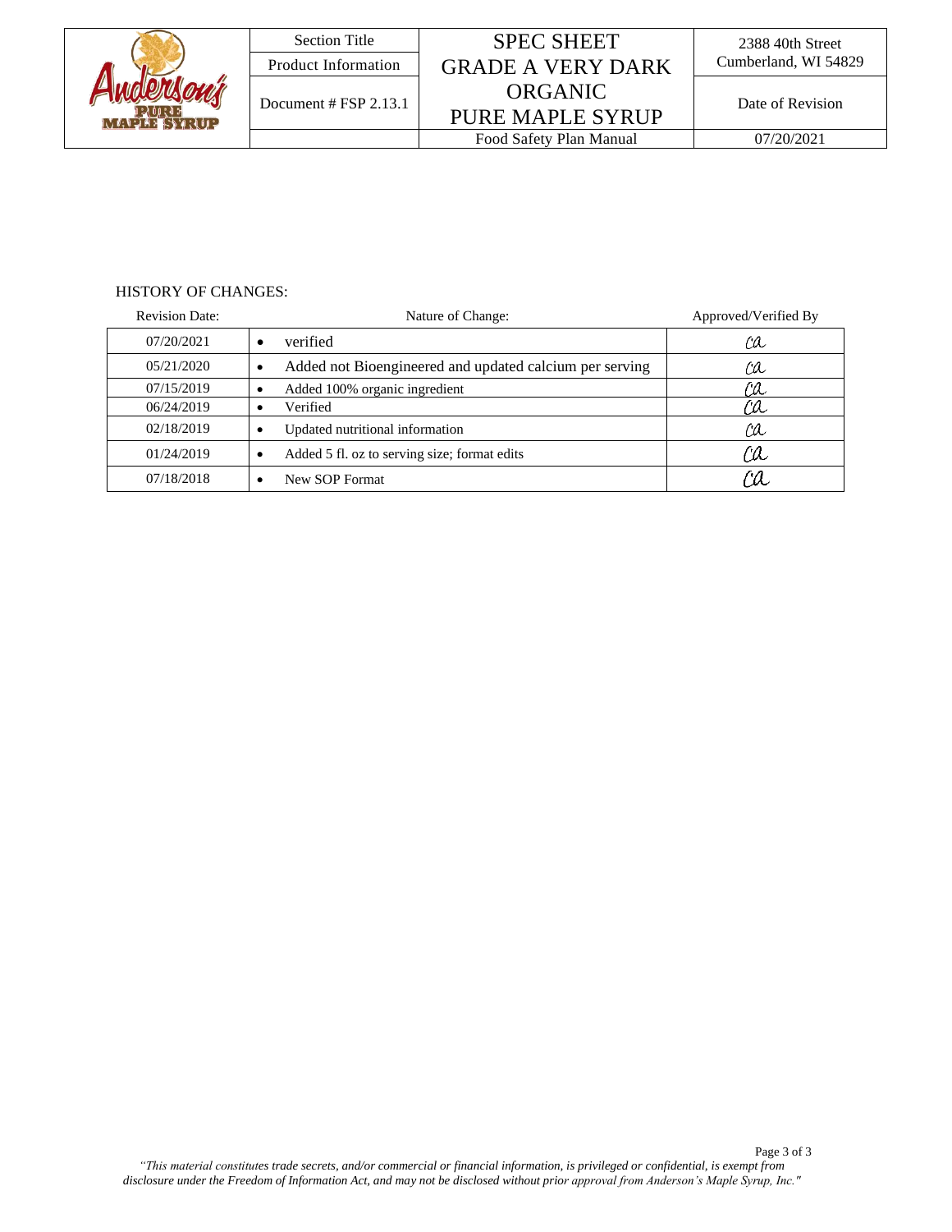HISTORY OF CHANGES:

| Revision Date: | Nature of Change: | Approved/Verified By |
|---|---|---|
| 07/20/2021 | • verified | CA |
| 05/21/2020 | • Added not Bioengineered and updated calcium per serving | CA |
| 07/15/2019 | • Added 100% organic ingredient | CA |
| 06/24/2019 | • Verified | CA |
| 02/18/2019 | • Updated nutritional information | CA |
| 01/24/2019 | • Added 5 fl. oz to serving size; format edits | CA |
| 07/18/2018 | • New SOP Format | CA |